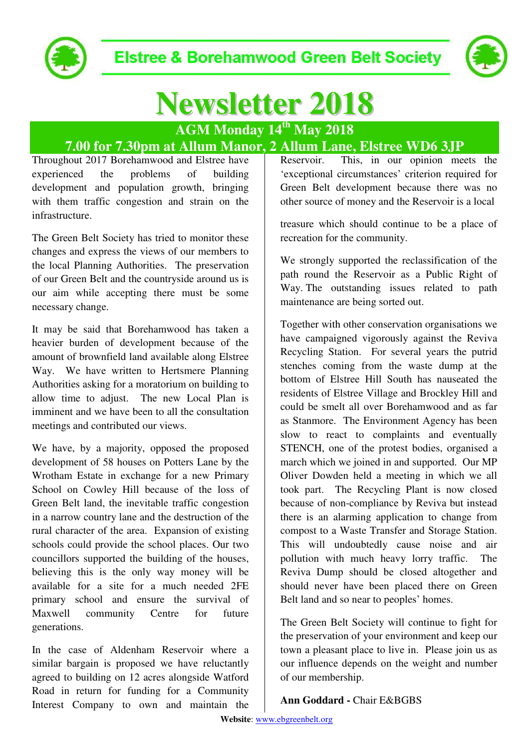# Elstree & Borehamwood Green Belt Society

# Newsletter 2018

## AGM Monday 14th May 2018

## 7.00 for 7.30pm at Allum Manor, 2 Allum Lane, Elstree WD6 3JP

Throughout 2017 Borehamwood and Elstree have experienced the problems of building development and population growth, bringing with them traffic congestion and strain on the infrastructure.

The Green Belt Society has tried to monitor these changes and express the views of our members to the local Planning Authorities. The preservation of our Green Belt and the countryside around us is our aim while accepting there must be some necessary change.

It may be said that Borehamwood has taken a heavier burden of development because of the amount of brownfield land available along Elstree Way. We have written to Hertsmere Planning Authorities asking for a moratorium on building to allow time to adjust. The new Local Plan is imminent and we have been to all the consultation meetings and contributed our views.

We have, by a majority, opposed the proposed development of 58 houses on Potters Lane by the Wrotham Estate in exchange for a new Primary School on Cowley Hill because of the loss of Green Belt land, the inevitable traffic congestion in a narrow country lane and the destruction of the rural character of the area. Expansion of existing schools could provide the school places. Our two councillors supported the building of the houses, believing this is the only way money will be available for a site for a much needed 2FE primary school and ensure the survival of Maxwell community Centre for future generations.

In the case of Aldenham Reservoir where a similar bargain is proposed we have reluctantly agreed to building on 12 acres alongside Watford Road in return for funding for a Community Interest Company to own and maintain the Reservoir. This, in our opinion meets the 'exceptional circumstances' criterion required for Green Belt development because there was no other source of money and the Reservoir is a local treasure which should continue to be a place of recreation for the community.

We strongly supported the reclassification of the path round the Reservoir as a Public Right of Way. The outstanding issues related to path maintenance are being sorted out.

Together with other conservation organisations we have campaigned vigorously against the Reviva Recycling Station. For several years the putrid stenches coming from the waste dump at the bottom of Elstree Hill South has nauseated the residents of Elstree Village and Brockley Hill and could be smelt all over Borehamwood and as far as Stanmore. The Environment Agency has been slow to react to complaints and eventually STENCH, one of the protest bodies, organised a march which we joined in and supported. Our MP Oliver Dowden held a meeting in which we all took part. The Recycling Plant is now closed because of non-compliance by Reviva but instead there is an alarming application to change from compost to a Waste Transfer and Storage Station. This will undoubtedly cause noise and air pollution with much heavy lorry traffic. The Reviva Dump should be closed altogether and should never have been placed there on Green Belt land and so near to peoples' homes.

The Green Belt Society will continue to fight for the preservation of your environment and keep our town a pleasant place to live in. Please join us as our influence depends on the weight and number of our membership.

**Ann Goddard -** Chair E&BGBS

**Website**: www.ebgreenbelt.org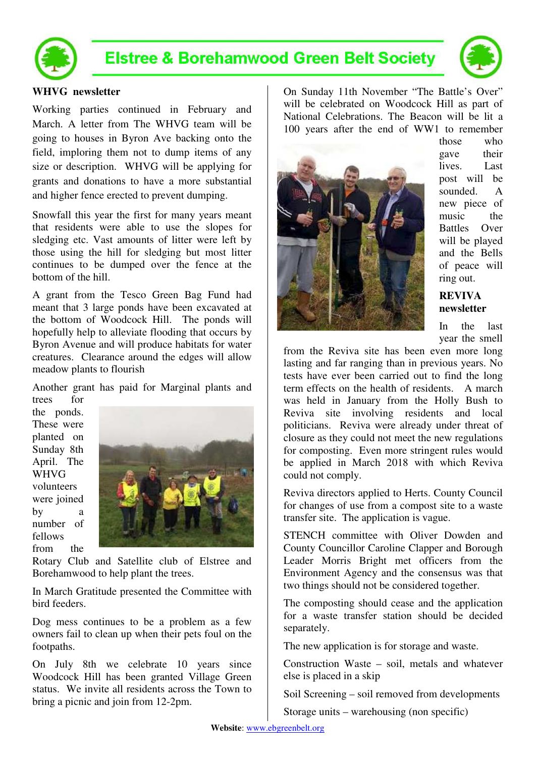# Elstree & Borehamwood Green Belt Society

**WHVG newsletter**

Working parties continued in February and March. A letter from The WHVG team will be going to houses in Byron Ave backing onto the field, imploring them not to dump items of any size or description. WHVG will be applying for grants and donations to have a more substantial and higher fence erected to prevent dumping.

Snowfall this year the first for many years meant that residents were able to use the slopes for sledging etc. Vast amounts of litter were left by those using the hill for sledging but most litter continues to be dumped over the fence at the bottom of the hill.

A grant from the Tesco Green Bag Fund had meant that 3 large ponds have been excavated at the bottom of Woodcock Hill. The ponds will hopefully help to alleviate flooding that occurs by Byron Avenue and will produce habitats for water creatures. Clearance around the edges will allow meadow plants to flourish

Another grant has paid for Marginal plants and trees for the ponds. These were planted on Sunday 8th April. The WHVG volunteers were joined by a number of fellows from the Rotary Club and Satellite club of Elstree and Borehamwood to help plant the trees.

In March Gratitude presented the Committee with bird feeders.

Dog mess continues to be a problem as a few owners fail to clean up when their pets foul on the footpaths.

On July 8th we celebrate 10 years since Woodcock Hill has been granted Village Green status. We invite all residents across the Town to bring a picnic and join from 12-2pm.

On Sunday 11th November "The Battle's Over" will be celebrated on Woodcock Hill as part of National Celebrations. The Beacon will be lit a 100 years after the end of WW1 to remember those who gave their lives. Last post will be sounded. A new piece of music the Battles Over will be played and the Bells of peace will ring out.

**REVIVA newsletter**

In the last year the smell from the Reviva site has been even more long lasting and far ranging than in previous years. No tests have ever been carried out to find the long term effects on the health of residents. A march was held in January from the Holly Bush to Reviva site involving residents and local politicians. Reviva were already under threat of closure as they could not meet the new regulations for composting. Even more stringent rules would be applied in March 2018 with which Reviva could not comply.

Reviva directors applied to Herts. County Council for changes of use from a compost site to a waste transfer site. The application is vague.

STENCH committee with Oliver Dowden and County Councillor Caroline Clapper and Borough Leader Morris Bright met officers from the Environment Agency and the consensus was that two things should not be considered together.

The composting should cease and the application for a waste transfer station should be decided separately.

The new application is for storage and waste.

Construction Waste – soil, metals and whatever else is placed in a skip

Soil Screening – soil removed from developments

Storage units – warehousing (non specific)

**Website**: www.ebgreenbelt.org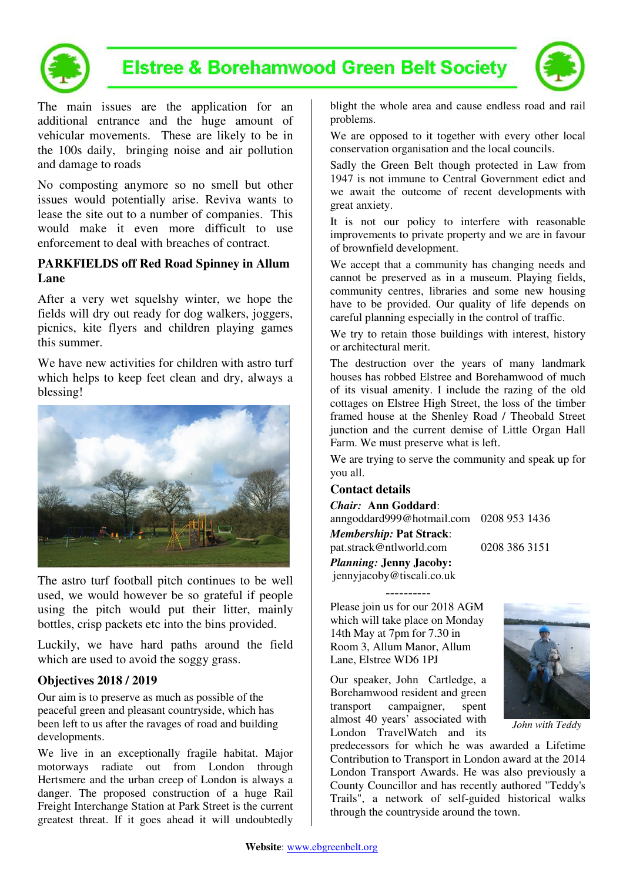# Elstree & Borehamwood Green Belt Society

The main issues are the application for an additional entrance and the huge amount of vehicular movements. These are likely to be in the 100s daily, bringing noise and air pollution and damage to roads

No composting anymore so no smell but other issues would potentially arise. Reviva wants to lease the site out to a number of companies. This would make it even more difficult to use enforcement to deal with breaches of contract.

**PARKFIELDS off Red Road Spinney in Allum Lane**

After a very wet squelshy winter, we hope the fields will dry out ready for dog walkers, joggers, picnics, kite flyers and children playing games this summer.

We have new activities for children with astro turf which helps to keep feet clean and dry, always a blessing!

The astro turf football pitch continues to be well used, we would however be so grateful if people using the pitch would put their litter, mainly bottles, crisp packets etc into the bins provided.

Luckily, we have hard paths around the field which are used to avoid the soggy grass.

**Objectives 2018 / 2019**

Our aim is to preserve as much as possible of the peaceful green and pleasant countryside, which has been left to us after the ravages of road and building developments.

We live in an exceptionally fragile habitat. Major motorways radiate out from London through Hertsmere and the urban creep of London is always a danger. The proposed construction of a huge Rail Freight Interchange Station at Park Street is the current greatest threat. If it goes ahead it will undoubtedly blight the whole area and cause endless road and rail problems.

We are opposed to it together with every other local conservation organisation and the local councils.

Sadly the Green Belt though protected in Law from 1947 is not immune to Central Government edict and we await the outcome of recent developments with great anxiety.

It is not our policy to interfere with reasonable improvements to private property and we are in favour of brownfield development.

We accept that a community has changing needs and cannot be preserved as in a museum. Playing fields, community centres, libraries and some new housing have to be provided. Our quality of life depends on careful planning especially in the control of traffic.

We try to retain those buildings with interest, history or architectural merit.

The destruction over the years of many landmark houses has robbed Elstree and Borehamwood of much of its visual amenity. I include the razing of the old cottages on Elstree High Street, the loss of the timber framed house at the Shenley Road / Theobald Street junction and the current demise of Little Organ Hall Farm. We must preserve what is left.

We are trying to serve the community and speak up for you all.

**Contact details**

***Chair:* Ann Goddard**:
anngoddard999@hotmail.com 0208 953 1436

***Membership:* Pat Strack**:
pat.strack@ntlworld.com 0208 386 3151

***Planning:* Jenny Jacoby:**
jennyjacoby@tiscali.co.uk

----------

Please join us for our 2018 AGM which will take place on Monday 14th May at 7pm for 7.30 in Room 3, Allum Manor, Allum Lane, Elstree WD6 1PJ

*John with Teddy*

Our speaker, John Cartledge, a Borehamwood resident and green transport campaigner, spent almost 40 years' associated with London TravelWatch and its predecessors for which he was awarded a Lifetime Contribution to Transport in London award at the 2014 London Transport Awards. He was also previously a County Councillor and has recently authored "Teddy's Trails", a network of self-guided historical walks through the countryside around the town.

**Website**: www.ebgreenbelt.org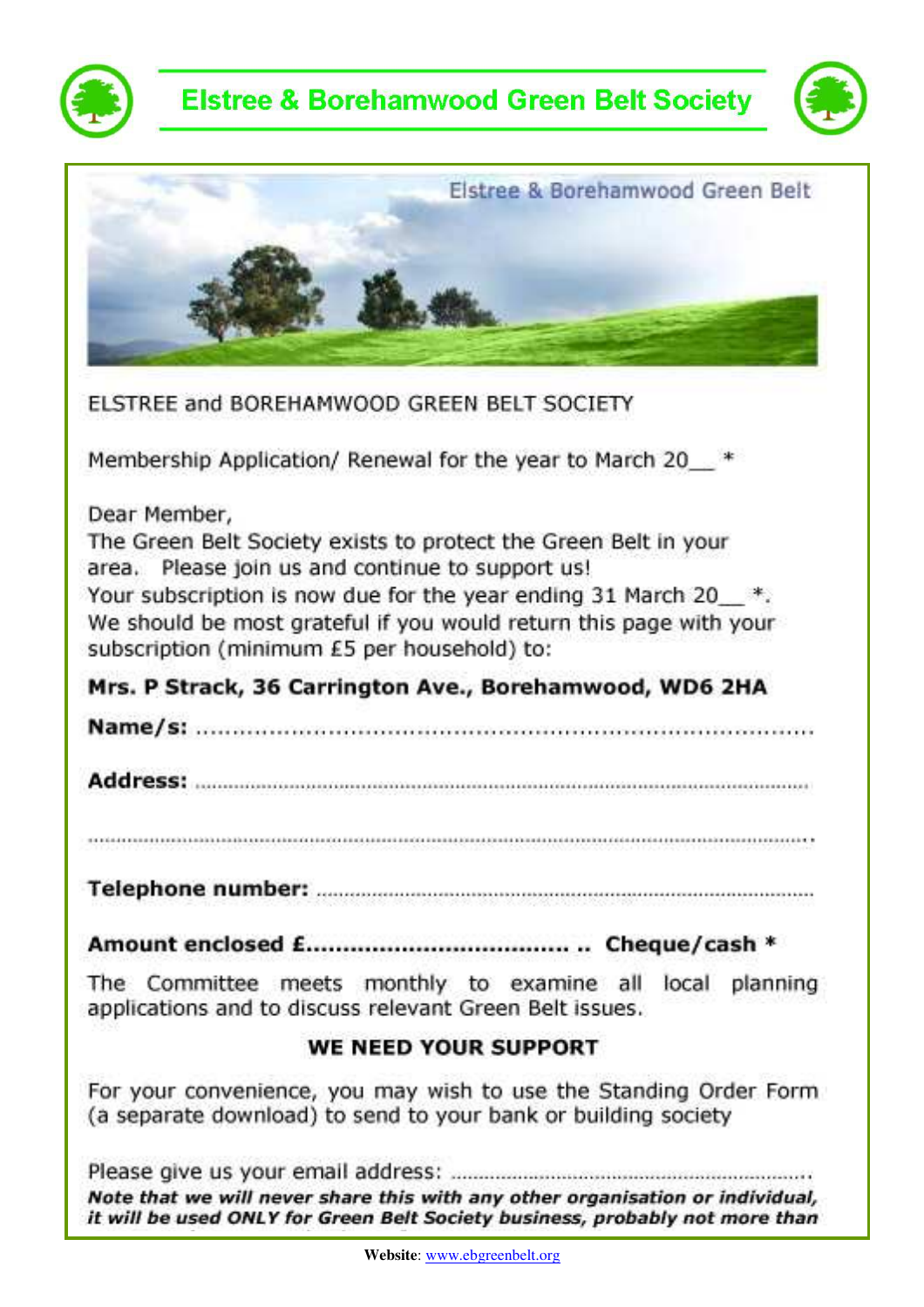# Elstree & Borehamwood Green Belt Society

Elstree & Borehamwood Green Belt

ELSTREE and BOREHAMWOOD GREEN BELT SOCIETY

Membership Application/ Renewal for the year to March 20__ *

Dear Member,
The Green Belt Society exists to protect the Green Belt in your area. Please join us and continue to support us!
Your subscription is now due for the year ending 31 March 20__ *.
We should be most grateful if you would return this page with your subscription (minimum £5 per household) to:

**Mrs. P Strack, 36 Carrington Ave., Borehamwood, WD6 2HA**

**Name/s:** ..............................................................................................

**Address:** ..............................................................................................

..............................................................................................................

**Telephone number:** ..............................................................................

**Amount enclosed £.................................. .. Cheque/cash ***

The Committee meets monthly to examine all local planning applications and to discuss relevant Green Belt issues.

**WE NEED YOUR SUPPORT**

For your convenience, you may wish to use the Standing Order Form (a separate download) to send to your bank or building society

Please give us your email address: ..........................................................

***Note that we will never share this with any other organisation or individual, it will be used ONLY for Green Belt Society business, probably not more than***

**Website**: www.ebgreenbelt.org